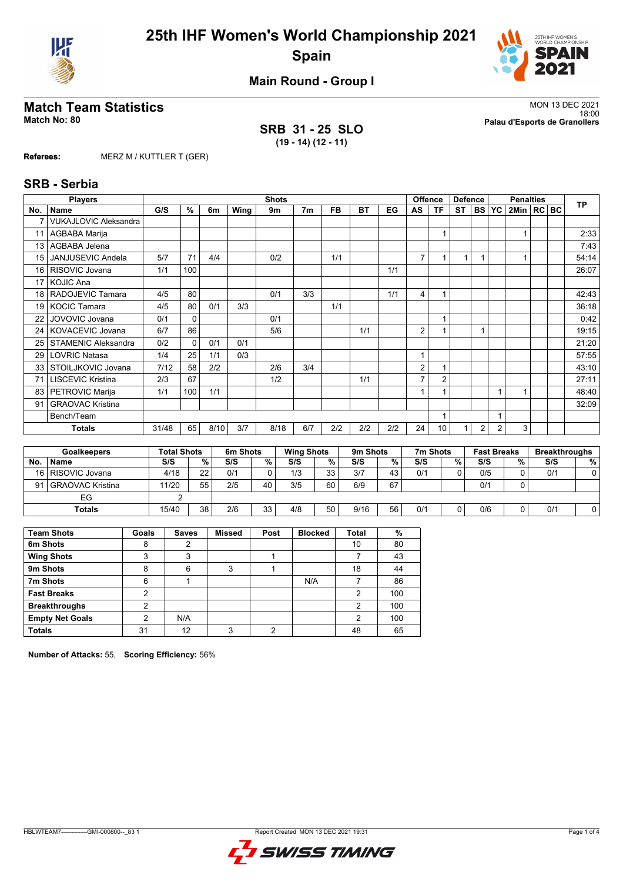# 25th IHF Women's World Championship 2021
## Spain

### Main Round - Group I

## Match Team Statistics

**Match No: 80**

MON 13 DEC 2021
18:00
**Palau d'Esports de Granollers**

**SRB 31 - 25 SLO**
**(19 - 14) (12 - 11)**

**Referees:** MERZ M / KUTTLER T (GER)

## SRB - Serbia

| No. | Name | G/S | % | 6m | Wing | 9m | 7m | FB | BT | EG | AS | TF | ST | BS | YC | 2Min | RC | BC | TP |
|---|---|---|---|---|---|---|---|---|---|---|---|---|---|---|---|---|---|---|---|
| 7 | VUKAJLOVIC Aleksandra | | | | | | | | | | | | | | | | | | |
| 11 | AGBABA Marija | | | | | | | | | | | 1 | | | | 1 | | | 2:33 |
| 13 | AGBABA Jelena | | | | | | | | | | | | | | | | | | 7:43 |
| 15 | JANJUSEVIC Andela | 5/7 | 71 | 4/4 | | 0/2 | | 1/1 | | | 7 | 1 | 1 | 1 | | 1 | | | 54:14 |
| 16 | RISOVIC Jovana | 1/1 | 100 | | | | | | | 1/1 | | | | | | | | | 26:07 |
| 17 | KOJIC Ana | | | | | | | | | | | | | | | | | | |
| 18 | RADOJEVIC Tamara | 4/5 | 80 | | | 0/1 | 3/3 | | | 1/1 | 4 | 1 | | | | | | | 42:43 |
| 19 | KOCIC Tamara | 4/5 | 80 | 0/1 | 3/3 | | | 1/1 | | | | | | | | | | | 36:18 |
| 22 | JOVOVIC Jovana | 0/1 | 0 | | | 0/1 | | | | | | 1 | | | | | | | 0:42 |
| 24 | KOVACEVIC Jovana | 6/7 | 86 | | | 5/6 | | | 1/1 | | 2 | 1 | | 1 | | | | | 19:15 |
| 25 | STAMENIC Aleksandra | 0/2 | 0 | 0/1 | 0/1 | | | | | | | | | | | | | | 21:20 |
| 29 | LOVRIC Natasa | 1/4 | 25 | 1/1 | 0/3 | | | | | | 1 | | | | | | | | 57:55 |
| 33 | STOILJKOVIC Jovana | 7/12 | 58 | 2/2 | | 2/6 | 3/4 | | | | 2 | 1 | | | | | | | 43:10 |
| 71 | LISCEVIC Kristina | 2/3 | 67 | | | 1/2 | | | 1/1 | | 7 | 2 | | | | | | | 27:11 |
| 83 | PETROVIC Marija | 1/1 | 100 | 1/1 | | | | | | | 1 | 1 | | | 1 | 1 | | | 48:40 |
| 91 | GRAOVAC Kristina | | | | | | | | | | | | | | | | | | 32:09 |
| | Bench/Team | | | | | | | | | | | 1 | | | 1 | | | | |
| | **Totals** | 31/48 | 65 | 8/10 | 3/7 | 8/18 | 6/7 | 2/2 | 2/2 | 2/2 | 24 | 10 | 1 | 2 | 2 | 3 | | | |

| No. | Goalkeepers | Total Shots S/S | % | 6m Shots S/S | % | Wing Shots S/S | % | 9m Shots S/S | % | 7m Shots S/S | % | Fast Breaks S/S | % | Breakthroughs S/S | % |
|---|---|---|---|---|---|---|---|---|---|---|---|---|---|---|---|
| 16 | RISOVIC Jovana | 4/18 | 22 | 0/1 | 0 | 1/3 | 33 | 3/7 | 43 | 0/1 | 0 | 0/5 | 0 | 0/1 | 0 |
| 91 | GRAOVAC Kristina | 11/20 | 55 | 2/5 | 40 | 3/5 | 60 | 6/9 | 67 | | | 0/1 | 0 | | |
| | EG | 2 | | | | | | | | | | | | | |
| | **Totals** | 15/40 | 38 | 2/6 | 33 | 4/8 | 50 | 9/16 | 56 | 0/1 | 0 | 0/6 | 0 | 0/1 | 0 |

| Team Shots | Goals | Saves | Missed | Post | Blocked | Total | % |
|---|---|---|---|---|---|---|---|
| 6m Shots | 8 | 2 | | | | 10 | 80 |
| Wing Shots | 3 | 3 | | 1 | | 7 | 43 |
| 9m Shots | 8 | 6 | 3 | 1 | | 18 | 44 |
| 7m Shots | 6 | 1 | | | N/A | 7 | 86 |
| Fast Breaks | 2 | | | | | 2 | 100 |
| Breakthroughs | 2 | | | | | 2 | 100 |
| Empty Net Goals | 2 | N/A | | | | 2 | 100 |
| **Totals** | 31 | 12 | 3 | 2 | | 48 | 65 |

**Number of Attacks:** 55, **Scoring Efficiency:** 56%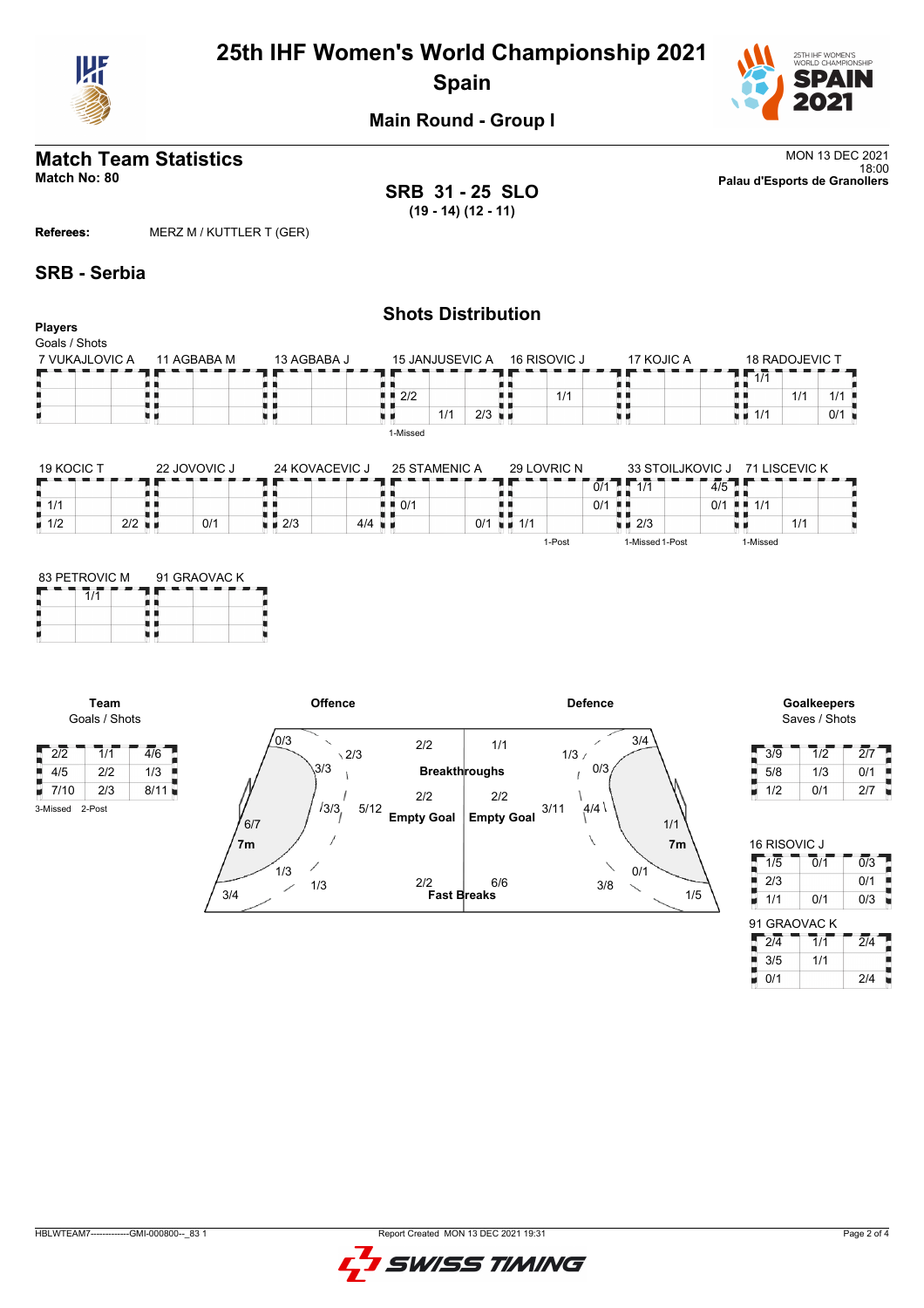# 25th IHF Women's World Championship 2021
## Spain

### Main Round - Group I

## Match Team Statistics

**Match No: 80**

MON 13 DEC 2021
18:00
**Palau d'Esports de Granollers**

**SRB 31 - 25 SLO**
**(19 - 14) (12 - 11)**

**Referees:** MERZ M / KUTTLER T (GER)

## SRB - Serbia

### Shots Distribution

**Players**
Goals / Shots

**7 VUKAJLOVIC A**

| | | |
|---|---|---|
| | | |
| | | |
| | | |

**11 AGBABA M**

| | | |
|---|---|---|
| | | |
| | | |
| | | |

**13 AGBABA J**

| | | |
|---|---|---|
| | | |
| | | |
| | | |

**15 JANJUSEVIC A**

| | | |
|---|---|---|
| | | |
| 2/2 | | |
| | 1/1 | 2/3 |

1-Missed

**16 RISOVIC J**

| | | |
|---|---|---|
| | | |
| | 1/1 | |
| | | |

**17 KOJIC A**

| | | |
|---|---|---|
| | | |
| | | |
| | | |

**18 RADOJEVIC T**

| | | |
|---|---|---|
| 1/1 | | |
| | 1/1 | 1/1 |
| 1/1 | | 0/1 |

**19 KOCIC T**

| | | |
|---|---|---|
| | | |
| 1/1 | | |
| 1/2 | | 2/2 |

**22 JOVOVIC J**

| | | |
|---|---|---|
| | | |
| | | |
| | 0/1 | |

**24 KOVACEVIC J**

| | | |
|---|---|---|
| | | |
| | | |
| 2/3 | | 4/4 |

**25 STAMENIC A**

| | | |
|---|---|---|
| | | |
| 0/1 | | |
| | | 0/1 |

**29 LOVRIC N**

| | | |
|---|---|---|
| | | 0/1 |
| | | 0/1 |
| 1/1 | | |

1-Post

**33 STOILJKOVIC J**

| | | |
|---|---|---|
| 1/1 | | 4/5 |
| | | 0/1 |
| 2/3 | | |

1-Missed 1-Post

**71 LISCEVIC K**

| | | |
|---|---|---|
| | | |
| 1/1 | | |
| | 1/1 | |

1-Missed

**83 PETROVIC M**

| | | |
|---|---|---|
| 1/1 | | |
| | | |
| | | |

**91 GRAOVAC K**

| | | |
|---|---|---|
| | | |
| | | |
| | | |

### Team
Goals / Shots

| | | |
|---|---|---|
| 2/2 | 1/1 | 4/6 |
| 4/5 | 2/2 | 1/3 |
| 7/10 | 2/3 | 8/11 |

3-Missed 2-Post

### Offence

| Zone | Goals / Shots |
|---|---|
| Left wing | 0/3 |
| Left back (9m) | 2/3 |
| Left back (6m) | 3/3 |
| Centre (6m) | 3/3 |
| Centre back | 5/12 |
| Right wing | 6/7 |
| 7m | 1/3 |
| Left wing (far) | 3/4 |
| Right back | 1/3 |
| Breakthroughs | 2/2 |
| Empty Goal | 2/2 |
| Fast Breaks | 2/2 |

### Defence

| Zone | Goals / Shots |
|---|---|
| Breakthroughs | 1/1 |
| Empty Goal | 2/2 |
| Fast Breaks | 6/6 |
| Right back (9m) | 1/3 |
| Right wing | 3/4 |
| Right back (6m) | 0/3 |
| Centre back | 3/11 |
| Centre (6m) | 4/4 |
| Left wing | 1/1 |
| 7m | 0/1 |
| Left back | 3/8 |
| Left wing (far) | 1/5 |

### Goalkeepers
Saves / Shots

| | | |
|---|---|---|
| 3/9 | 1/2 | 2/7 |
| 5/8 | 1/3 | 0/1 |
| 1/2 | 0/1 | 2/7 |

**16 RISOVIC J**

| | | |
|---|---|---|
| 1/5 | 0/1 | 0/3 |
| 2/3 | | 0/1 |
| 1/1 | 0/1 | 0/3 |

**91 GRAOVAC K**

| | | |
|---|---|---|
| 2/4 | 1/1 | 2/4 |
| 3/5 | 1/1 | |
| 0/1 | | 2/4 |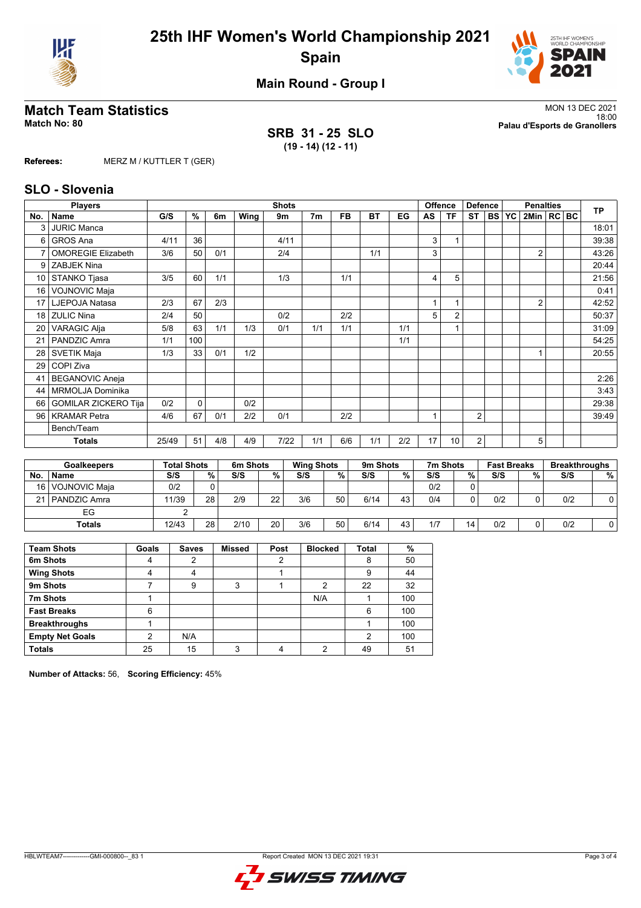# 25th IHF Women's World Championship 2021
## Spain

### Main Round - Group I

## Match Team Statistics

**Match No: 80**

MON 13 DEC 2021
18:00
**Palau d'Esports de Granollers**

**SRB 31 - 25 SLO**
**(19 - 14) (12 - 11)**

**Referees:** MERZ M / KUTTLER T (GER)

## SLO - Slovenia

| Players | | Shots | | | | | | | | | Offence | | Defence | | | Penalties | | | TP |
|---|---|---|---|---|---|---|---|---|---|---|---|---|---|---|---|---|---|---|---|
| No. | Name | G/S | % | 6m | Wing | 9m | 7m | FB | BT | EG | AS | TF | ST | BS | YC | 2Min | RC | BC | |
| 3 | JURIC Manca | | | | | | | | | | | | | | | | | | 18:01 |
| 6 | GROS Ana | 4/11 | 36 | | | 4/11 | | | | | 3 | 1 | | | | | | | 39:38 |
| 7 | OMOREGIE Elizabeth | 3/6 | 50 | 0/1 | | 2/4 | | | 1/1 | | 3 | | | | | 2 | | | 43:26 |
| 9 | ZABJEK Nina | | | | | | | | | | | | | | | | | | 20:44 |
| 10 | STANKO Tjasa | 3/5 | 60 | 1/1 | | 1/3 | | 1/1 | | | 4 | 5 | | | | | | | 21:56 |
| 16 | VOJNOVIC Maja | | | | | | | | | | | | | | | | | | 0:41 |
| 17 | LJEPOJA Natasa | 2/3 | 67 | 2/3 | | | | | | | 1 | 1 | | | | 2 | | | 42:52 |
| 18 | ZULIC Nina | 2/4 | 50 | | | 0/2 | | 2/2 | | | 5 | 2 | | | | | | | 50:37 |
| 20 | VARAGIC Alja | 5/8 | 63 | 1/1 | 1/3 | 0/1 | 1/1 | 1/1 | | 1/1 | | 1 | | | | | | | 31:09 |
| 21 | PANDZIC Amra | 1/1 | 100 | | | | | | | 1/1 | | | | | | | | | 54:25 |
| 28 | SVETIK Maja | 1/3 | 33 | 0/1 | 1/2 | | | | | | | | | | | 1 | | | 20:55 |
| 29 | COPI Ziva | | | | | | | | | | | | | | | | | | |
| 41 | BEGANOVIC Aneja | | | | | | | | | | | | | | | | | | 2:26 |
| 44 | MRMOLJA Dominika | | | | | | | | | | | | | | | | | | 3:43 |
| 66 | GOMILAR ZICKERO Tija | 0/2 | 0 | | 0/2 | | | | | | | | | | | | | | 29:38 |
| 96 | KRAMAR Petra | 4/6 | 67 | 0/1 | 2/2 | 0/1 | | 2/2 | | | 1 | | 2 | | | | | | 39:49 |
| | Bench/Team | | | | | | | | | | | | | | | | | | |
| | **Totals** | 25/49 | 51 | 4/8 | 4/9 | 7/22 | 1/1 | 6/6 | 1/1 | 2/2 | 17 | 10 | 2 | | | 5 | | | |

| Goalkeepers | | Total Shots | | 6m Shots | | Wing Shots | | 9m Shots | | 7m Shots | | Fast Breaks | | Breakthroughs | |
|---|---|---|---|---|---|---|---|---|---|---|---|---|---|---|---|
| No. | Name | S/S | % | S/S | % | S/S | % | S/S | % | S/S | % | S/S | % | S/S | % |
| 16 | VOJNOVIC Maja | 0/2 | 0 | | | | | | | 0/2 | 0 | | | | |
| 21 | PANDZIC Amra | 11/39 | 28 | 2/9 | 22 | 3/6 | 50 | 6/14 | 43 | 0/4 | 0 | 0/2 | 0 | 0/2 | 0 |
| | EG | 2 | | | | | | | | | | | | | |
| | **Totals** | 12/43 | 28 | 2/10 | 20 | 3/6 | 50 | 6/14 | 43 | 1/7 | 14 | 0/2 | 0 | 0/2 | 0 |

| Team Shots | Goals | Saves | Missed | Post | Blocked | Total | % |
|---|---|---|---|---|---|---|---|
| 6m Shots | 4 | 2 | | 2 | | 8 | 50 |
| Wing Shots | 4 | 4 | | 1 | | 9 | 44 |
| 9m Shots | 7 | 9 | 3 | 1 | 2 | 22 | 32 |
| 7m Shots | 1 | | | | N/A | 1 | 100 |
| Fast Breaks | 6 | | | | | 6 | 100 |
| Breakthroughs | 1 | | | | | 1 | 100 |
| Empty Net Goals | 2 | N/A | | | | 2 | 100 |
| Totals | 25 | 15 | 3 | 4 | 2 | 49 | 51 |

**Number of Attacks:** 56, **Scoring Efficiency:** 45%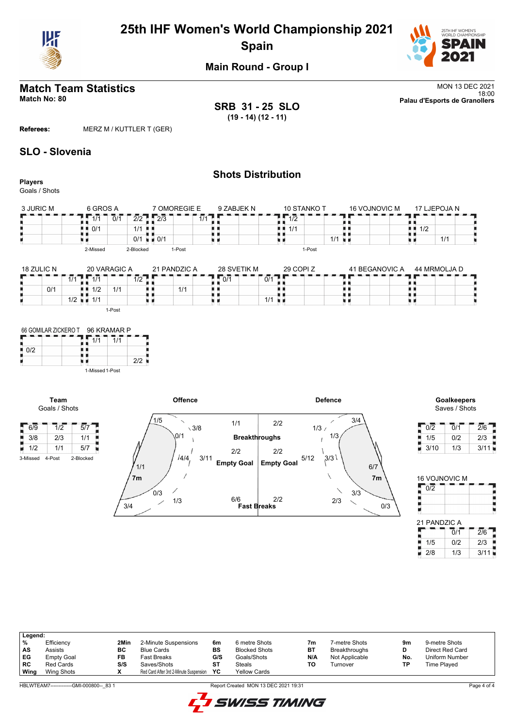# 25th IHF Women's World Championship 2021
# Spain

## Main Round - Group I

## Match Team Statistics

**Match No: 80**

MON 13 DEC 2021
18:00
**Palau d'Esports de Granollers**

**SRB 31 - 25 SLO**
**(19 - 14) (12 - 11)**

**Referees:** MERZ M / KUTTLER T (GER)

## SLO - Slovenia

### Shots Distribution

**Players**
Goals / Shots

3 JURIC M

| | | |
|---|---|---|
| | | |
| | | |
| | | |

6 GROS A

| | | |
|---|---|---|
| 1/1 | 0/1 | 2/2 |
| 0/1 | | 1/1 |
| | | 0/1 |

2-Missed 2-Blocked

7 OMOREGIE E

| | | |
|---|---|---|
| 2/3 | | 1/1 |
| | | |
| 0/1 | | |

1-Post

9 ZABJEK N

| | | |
|---|---|---|
| | | |
| | | |
| | | |

10 STANKO T

| | | |
|---|---|---|
| 1/2 | | |
| 1/1 | | |
| | | 1/1 |

1-Post

16 VOJNOVIC M

| | | |
|---|---|---|
| | | |
| | | |
| | | |

17 LJEPOJA N

| | | |
|---|---|---|
| | | |
| 1/2 | | |
| | 1/1 | |

18 ZULIC N

| | | |
|---|---|---|
| | | 1/1 |
| | 0/1 | |
| | | 1/2 |

20 VARAGIC A

| | | |
|---|---|---|
| 1/1 | | 1/2 |
| 1/2 | 1/1 | |
| 1/1 | | |

1-Post

21 PANDZIC A

| | | |
|---|---|---|
| | | |
| | 1/1 | |
| | | |

28 SVETIK M

| | | |
|---|---|---|
| 0/1 | | 0/1 |
| | | |
| | | 1/1 |

29 COPI Z

| | | |
|---|---|---|
| | | |
| | | |
| | | |

41 BEGANOVIC A

| | | |
|---|---|---|
| | | |
| | | |
| | | |

44 MRMOLJA D

| | | |
|---|---|---|
| | | |
| | | |
| | | |

66 GOMILAR ZICKERO T

| | | |
|---|---|---|
| | | |
| 0/2 | | |
| | | |

96 KRAMAR P

| | | |
|---|---|---|
| 1/1 | 1/1 | |
| | | |
| | | 2/2 |

1-Missed 1-Post

**Team**
Goals / Shots

| | | |
|---|---|---|
| 6/9 | 1/2 | 5/7 |
| 3/8 | 2/3 | 1/1 |
| 1/2 | 1/1 | 5/7 |

3-Missed 4-Post 2-Blocked

**Offence**

1/5
3/8
0/1
1/4
3/11
1/1
7m
0/3
1/3
3/4
1/1 2/2 Breakthroughs
2/2 2/2 Empty Goal Empty Goal
6/6 2/2 Fast Breaks

**Defence**

3/4
1/3
1/3
5/12
3/3
6/7
7m
3/3
2/3
0/3

**Goalkeepers**
Saves / Shots

| | | |
|---|---|---|
| 0/2 | 0/1 | 2/6 |
| 1/5 | 0/2 | 2/3 |
| 3/10 | 1/3 | 3/11 |

16 VOJNOVIC M

| | | |
|---|---|---|
| 0/2 | | |
| | | |
| | | |

21 PANDZIC A

| | | |
|---|---|---|
| | 0/1 | 2/6 |
| 1/5 | 0/2 | 2/3 |
| 2/8 | 1/3 | 3/11 |

| Legend: | | | | | | | | | |
|---|---|---|---|---|---|---|---|---|---|
| % | Efficiency | 2Min | 2-Minute Suspensions | 6m | 6 metre Shots | 7m | 7-metre Shots | 9m | 9-metre Shots |
| AS | Assists | BC | Blue Cards | BS | Blocked Shots | BT | Breakthroughs | D | Direct Red Card |
| EG | Empty Goal | FB | Fast Breaks | G/S | Goals/Shots | N/A | Not Applicable | No. | Uniform Number |
| RC | Red Cards | S/S | Saves/Shots | ST | Steals | TO | Turnover | TP | Time Played |
| Wing | Wing Shots | X | Red Card After 3rd 2-Minute Suspension | YC | Yellow Cards | | | | |

HBLWTEAM7--------------GMI-000800--_83 1 Report Created MON 13 DEC 2021 19:31